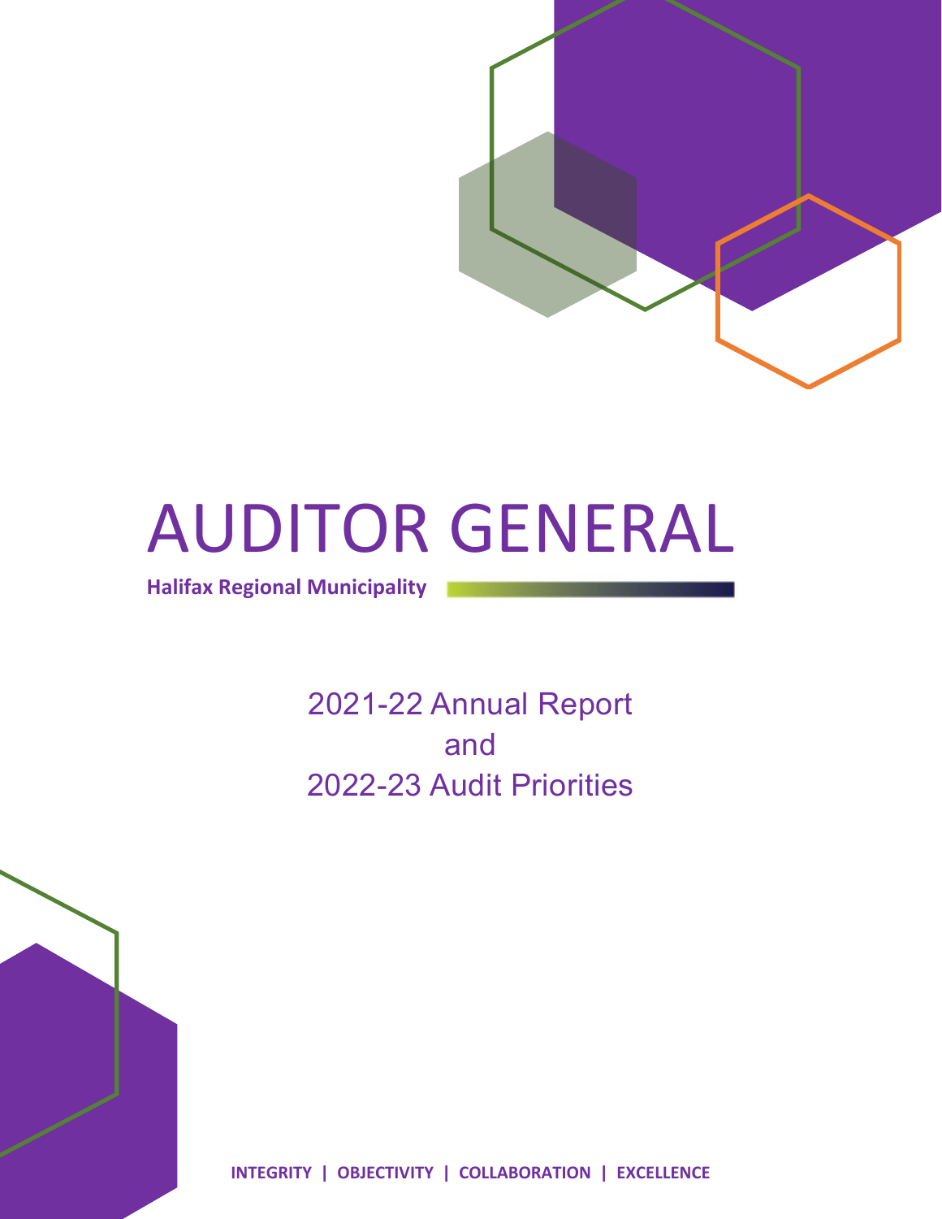# AUDITOR GENERAL

**Halifax Regional Municipality**

## 2021-22 Annual Report and 2022-23 Audit Priorities

**INTEGRITY | OBJECTIVITY | COLLABORATION | EXCELLENCE**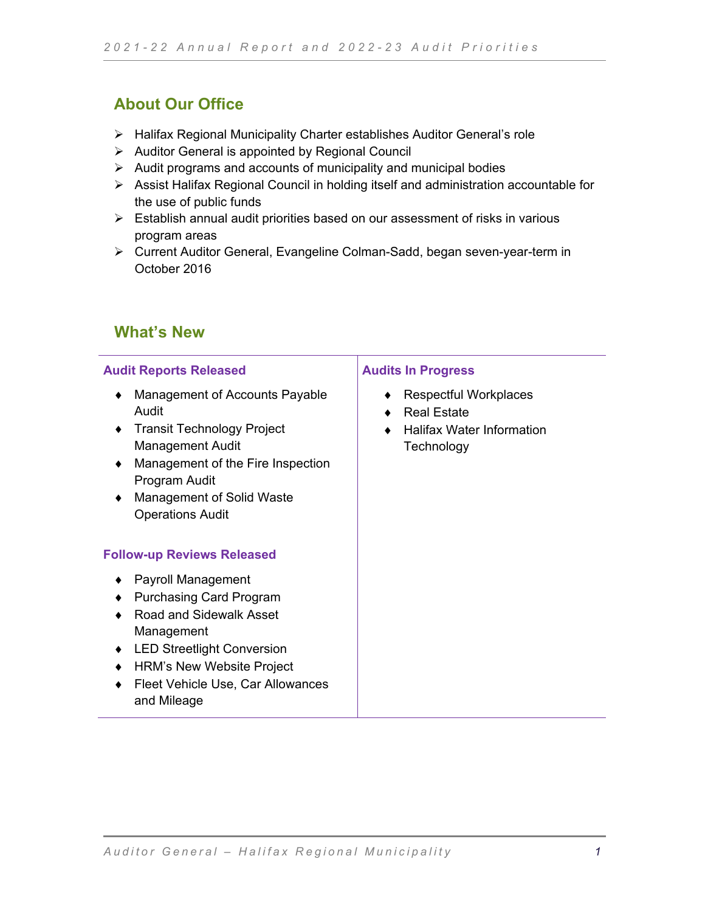## About Our Office

- Halifax Regional Municipality Charter establishes Auditor General's role
- Auditor General is appointed by Regional Council
- Audit programs and accounts of municipality and municipal bodies
- Assist Halifax Regional Council in holding itself and administration accountable for the use of public funds
- Establish annual audit priorities based on our assessment of risks in various program areas
- Current Auditor General, Evangeline Colman-Sadd, began seven-year-term in October 2016

## What's New

### Audit Reports Released

- Management of Accounts Payable Audit
- Transit Technology Project Management Audit
- Management of the Fire Inspection Program Audit
- Management of Solid Waste Operations Audit

### Follow-up Reviews Released

- Payroll Management
- Purchasing Card Program
- Road and Sidewalk Asset Management
- LED Streetlight Conversion
- HRM's New Website Project
- Fleet Vehicle Use, Car Allowances and Mileage

### Audits In Progress

- Respectful Workplaces
- Real Estate
- Halifax Water Information Technology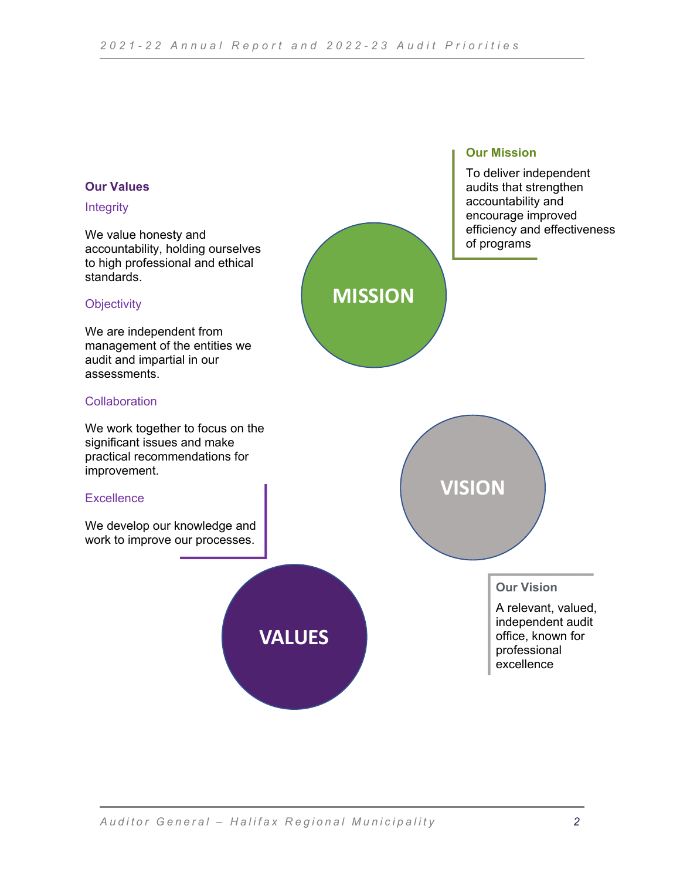## Our Mission

To deliver independent audits that strengthen accountability and encourage improved efficiency and effectiveness of programs

## Our Values

### Integrity

We value honesty and accountability, holding ourselves to high professional and ethical standards.

### Objectivity

We are independent from management of the entities we audit and impartial in our assessments.

### Collaboration

We work together to focus on the significant issues and make practical recommendations for improvement.

### Excellence

We develop our knowledge and work to improve our processes.

## Our Vision

A relevant, valued, independent audit office, known for professional excellence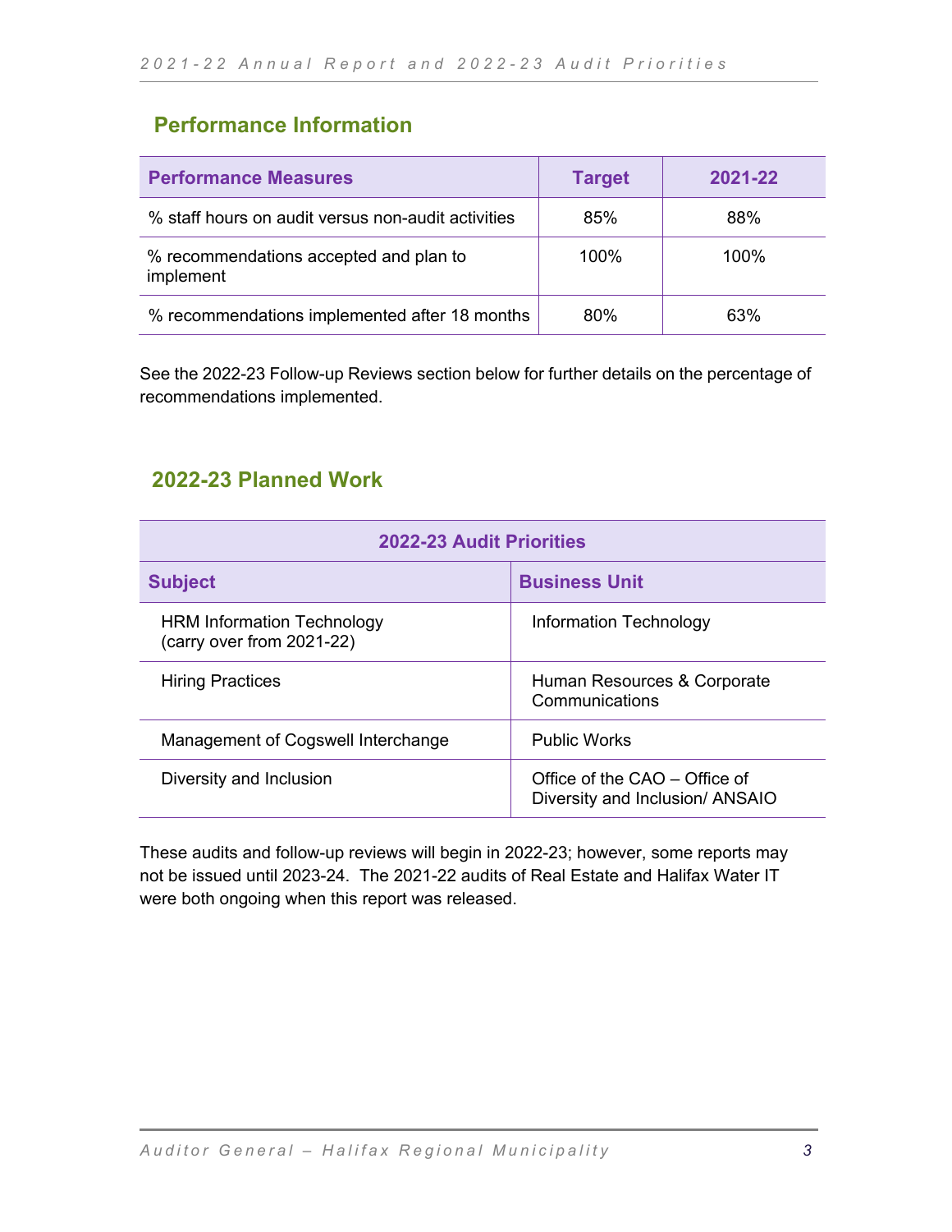## Performance Information

| Performance Measures | Target | 2021-22 |
|---|---|---|
| % staff hours on audit versus non-audit activities | 85% | 88% |
| % recommendations accepted and plan to implement | 100% | 100% |
| % recommendations implemented after 18 months | 80% | 63% |

See the 2022-23 Follow-up Reviews section below for further details on the percentage of recommendations implemented.

## 2022-23 Planned Work

| 2022-23 Audit Priorities | |
|---|---|
| **Subject** | **Business Unit** |
| HRM Information Technology (carry over from 2021-22) | Information Technology |
| Hiring Practices | Human Resources & Corporate Communications |
| Management of Cogswell Interchange | Public Works |
| Diversity and Inclusion | Office of the CAO – Office of Diversity and Inclusion/ ANSAIO |

These audits and follow-up reviews will begin in 2022-23; however, some reports may not be issued until 2023-24. The 2021-22 audits of Real Estate and Halifax Water IT were both ongoing when this report was released.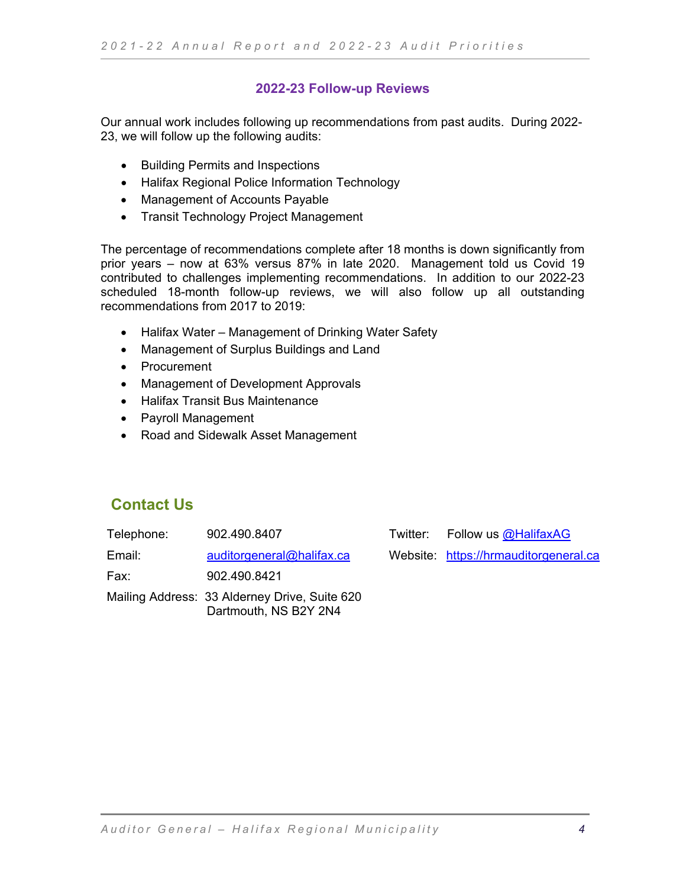## 2022-23 Follow-up Reviews

Our annual work includes following up recommendations from past audits. During 2022-23, we will follow up the following audits:

- Building Permits and Inspections
- Halifax Regional Police Information Technology
- Management of Accounts Payable
- Transit Technology Project Management

The percentage of recommendations complete after 18 months is down significantly from prior years – now at 63% versus 87% in late 2020. Management told us Covid 19 contributed to challenges implementing recommendations. In addition to our 2022-23 scheduled 18-month follow-up reviews, we will also follow up all outstanding recommendations from 2017 to 2019:

- Halifax Water – Management of Drinking Water Safety
- Management of Surplus Buildings and Land
- Procurement
- Management of Development Approvals
- Halifax Transit Bus Maintenance
- Payroll Management
- Road and Sidewalk Asset Management

## Contact Us

| | | | |
|---|---|---|---|
| Telephone: | 902.490.8407 | Twitter: | Follow us @HalifaxAG |
| Email: | auditorgeneral@halifax.ca | Website: | https://hrmauditorgeneral.ca |
| Fax: | 902.490.8421 | | |
| Mailing Address: | 33 Alderney Drive, Suite 620<br>Dartmouth, NS B2Y 2N4 | | |